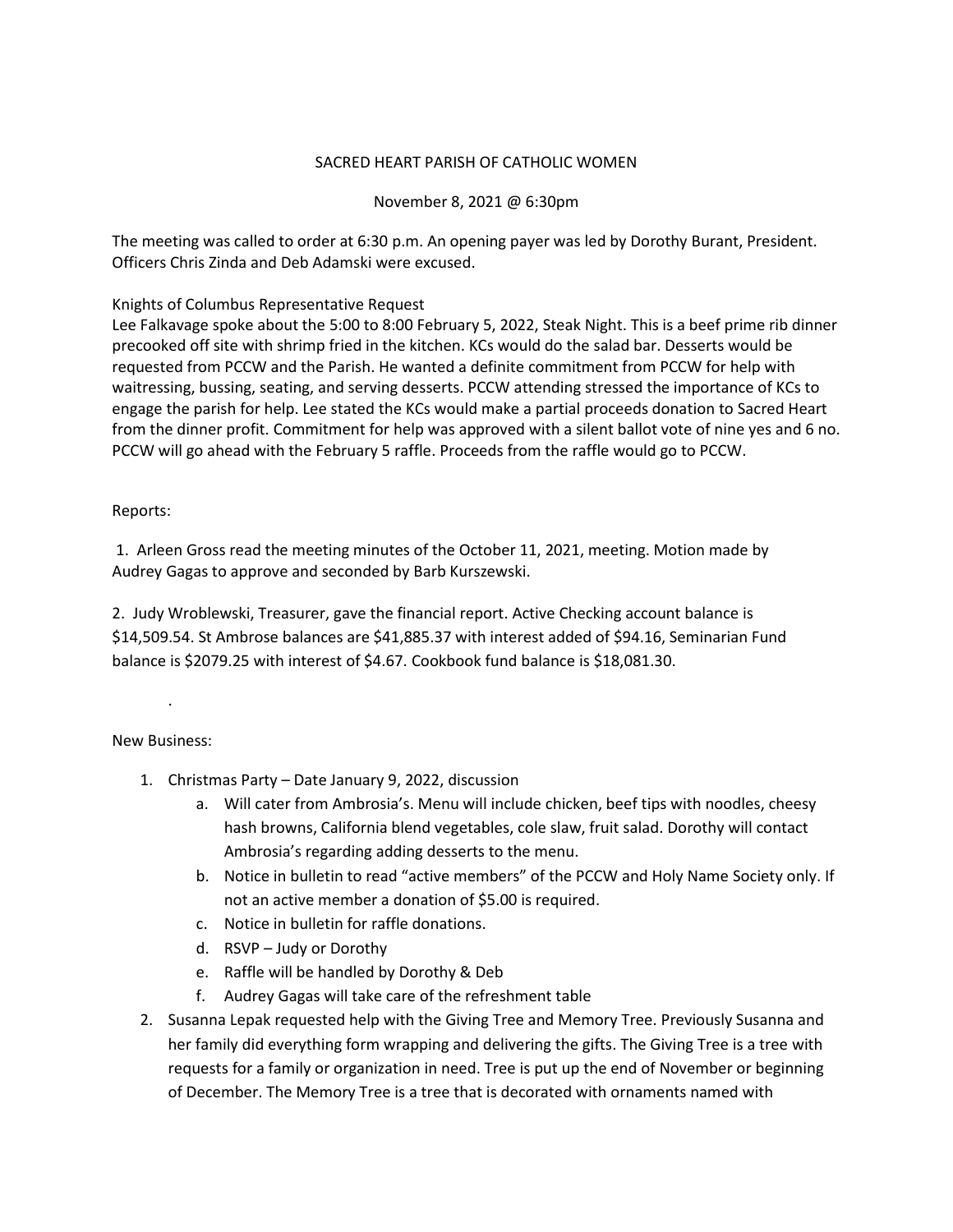# SACRED HEART PARISH OF CATHOLIC WOMEN

November 8, 2021 @ 6:30pm

The meeting was called to order at 6:30 p.m. An opening payer was led by Dorothy Burant, President. Officers Chris Zinda and Deb Adamski were excused.

Knights of Columbus Representative Request

Lee Falkavage spoke about the 5:00 to 8:00 February 5, 2022, Steak Night. This is a beef prime rib dinner precooked off site with shrimp fried in the kitchen. KCs would do the salad bar. Desserts would be requested from PCCW and the Parish. He wanted a definite commitment from PCCW for help with waitressing, bussing, seating, and serving desserts. PCCW attending stressed the importance of KCs to engage the parish for help. Lee stated the KCs would make a partial proceeds donation to Sacred Heart from the dinner profit. Commitment for help was approved with a silent ballot vote of nine yes and 6 no. PCCW will go ahead with the February 5 raffle. Proceeds from the raffle would go to PCCW.

Reports:

1. Arleen Gross read the meeting minutes of the October 11, 2021, meeting. Motion made by Audrey Gagas to approve and seconded by Barb Kurszewski.

2. Judy Wroblewski, Treasurer, gave the financial report. Active Checking account balance is $14,509.54. St Ambrose balances are $41,885.37 with interest added of $94.16, Seminarian Fund balance is $2079.25 with interest of $4.67. Cookbook fund balance is $18,081.30.

.

New Business:

1. Christmas Party – Date January 9, 2022, discussion
   a. Will cater from Ambrosia's. Menu will include chicken, beef tips with noodles, cheesy hash browns, California blend vegetables, cole slaw, fruit salad. Dorothy will contact Ambrosia's regarding adding desserts to the menu.
   b. Notice in bulletin to read "active members" of the PCCW and Holy Name Society only. If not an active member a donation of $5.00 is required.
   c. Notice in bulletin for raffle donations.
   d. RSVP – Judy or Dorothy
   e. Raffle will be handled by Dorothy & Deb
   f. Audrey Gagas will take care of the refreshment table
2. Susanna Lepak requested help with the Giving Tree and Memory Tree. Previously Susanna and her family did everything form wrapping and delivering the gifts. The Giving Tree is a tree with requests for a family or organization in need. Tree is put up the end of November or beginning of December. The Memory Tree is a tree that is decorated with ornaments named with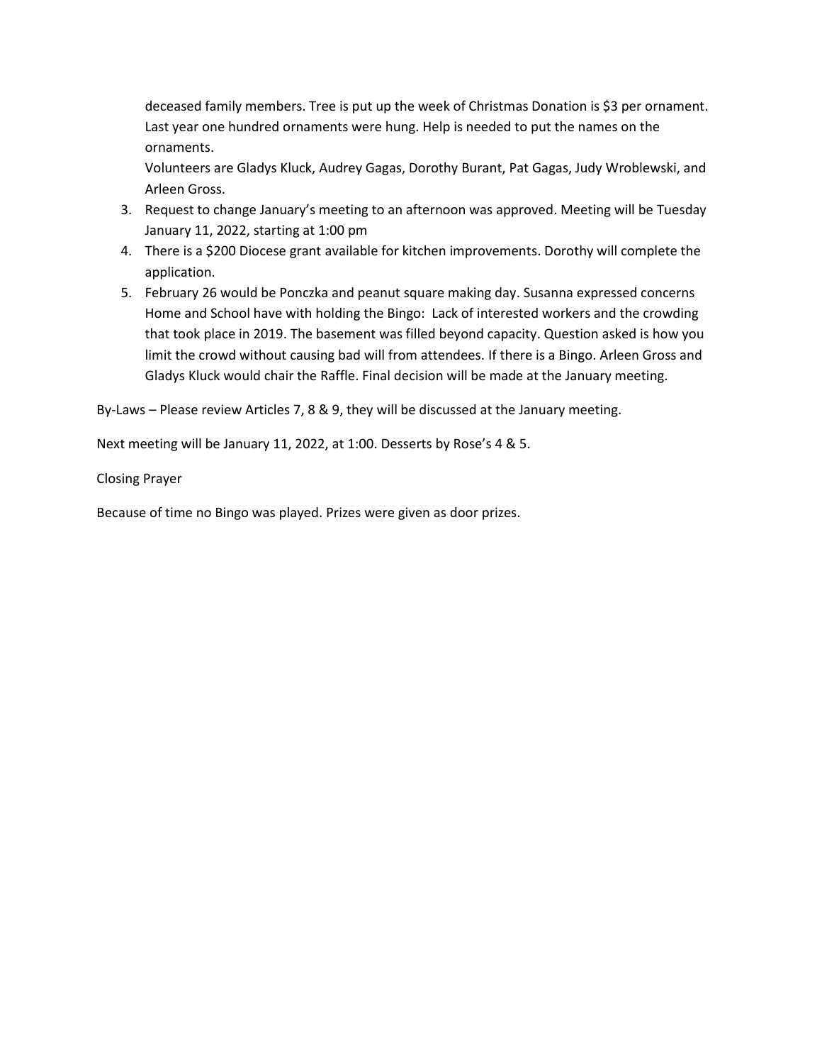deceased family members. Tree is put up the week of Christmas Donation is $3 per ornament. Last year one hundred ornaments were hung. Help is needed to put the names on the ornaments.

Volunteers are Gladys Kluck, Audrey Gagas, Dorothy Burant, Pat Gagas, Judy Wroblewski, and Arleen Gross.

3. Request to change January's meeting to an afternoon was approved. Meeting will be Tuesday January 11, 2022, starting at 1:00 pm
4. There is a $200 Diocese grant available for kitchen improvements. Dorothy will complete the application.
5. February 26 would be Ponczka and peanut square making day. Susanna expressed concerns Home and School have with holding the Bingo: Lack of interested workers and the crowding that took place in 2019. The basement was filled beyond capacity. Question asked is how you limit the crowd without causing bad will from attendees. If there is a Bingo. Arleen Gross and Gladys Kluck would chair the Raffle. Final decision will be made at the January meeting.

By-Laws – Please review Articles 7, 8 & 9, they will be discussed at the January meeting.

Next meeting will be January 11, 2022, at 1:00. Desserts by Rose's 4 & 5.

Closing Prayer

Because of time no Bingo was played. Prizes were given as door prizes.